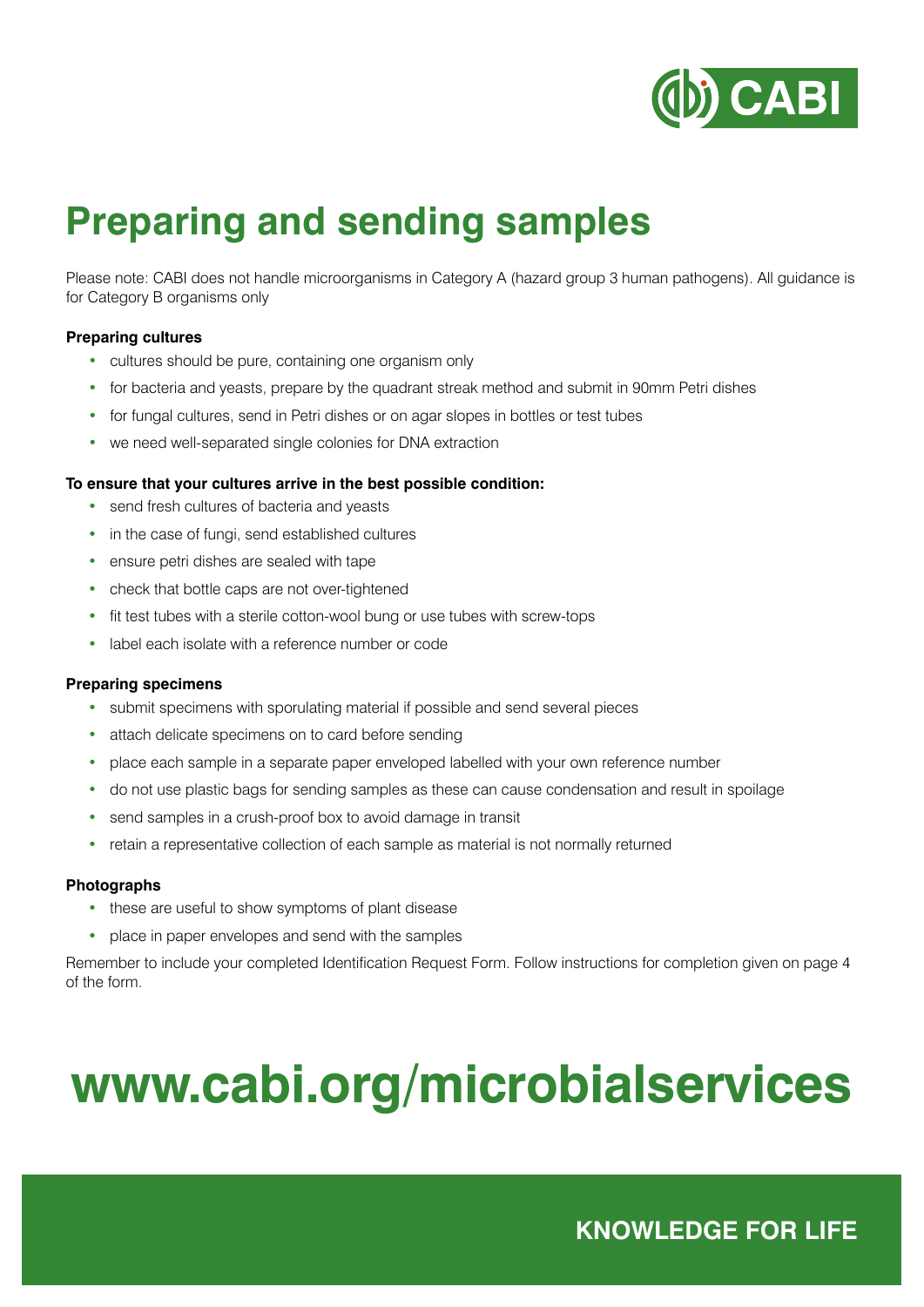# Preparing and sending samples

Please note: CABI does not handle microorganisms in Category A (hazard group 3 human pathogens). All guidance is for Category B organisms only

**Preparing cultures**

- cultures should be pure, containing one organism only
- for bacteria and yeasts, prepare by the quadrant streak method and submit in 90mm Petri dishes
- for fungal cultures, send in Petri dishes or on agar slopes in bottles or test tubes
- we need well-separated single colonies for DNA extraction

**To ensure that your cultures arrive in the best possible condition:**

- send fresh cultures of bacteria and yeasts
- in the case of fungi, send established cultures
- ensure petri dishes are sealed with tape
- check that bottle caps are not over-tightened
- fit test tubes with a sterile cotton-wool bung or use tubes with screw-tops
- label each isolate with a reference number or code

**Preparing specimens**

- submit specimens with sporulating material if possible and send several pieces
- attach delicate specimens on to card before sending
- place each sample in a separate paper enveloped labelled with your own reference number
- do not use plastic bags for sending samples as these can cause condensation and result in spoilage
- send samples in a crush-proof box to avoid damage in transit
- retain a representative collection of each sample as material is not normally returned

**Photographs**

- these are useful to show symptoms of plant disease
- place in paper envelopes and send with the samples

Remember to include your completed Identification Request Form. Follow instructions for completion given on page 4 of the form.

# www.cabi.org/microbialservices

**KNOWLEDGE FOR LIFE**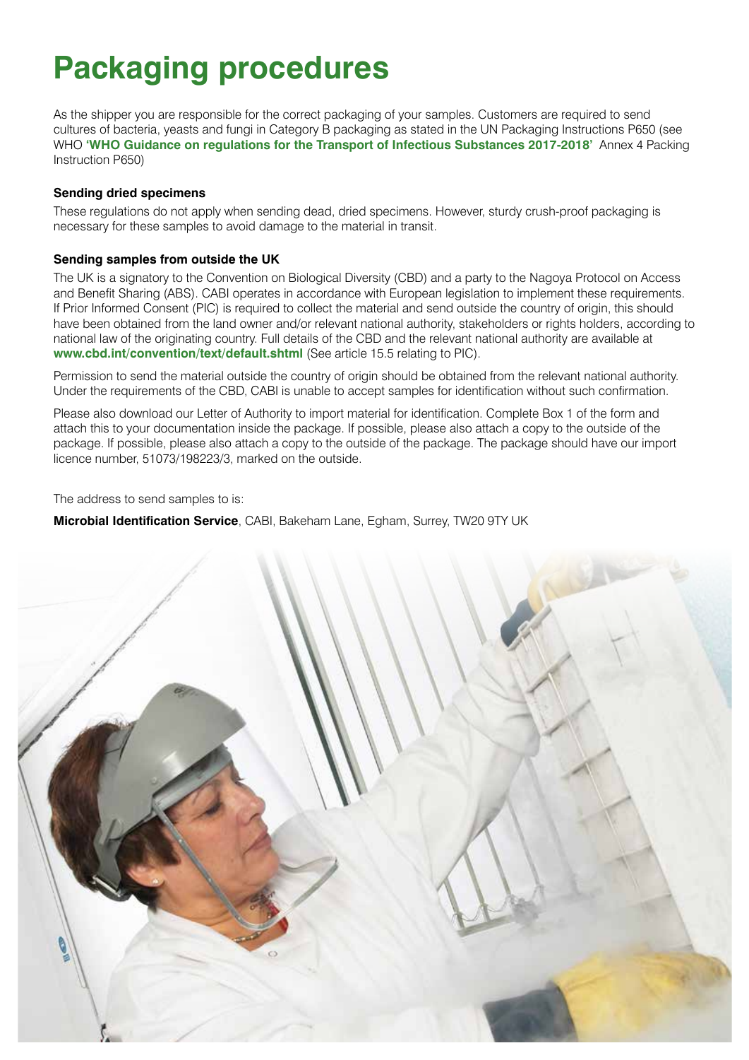# Packaging procedures

As the shipper you are responsible for the correct packaging of your samples. Customers are required to send cultures of bacteria, yeasts and fungi in Category B packaging as stated in the UN Packaging Instructions P650 (see WHO **'WHO Guidance on regulations for the Transport of Infectious Substances 2017-2018'** Annex 4 Packing Instruction P650)

**Sending dried specimens**

These regulations do not apply when sending dead, dried specimens. However, sturdy crush-proof packaging is necessary for these samples to avoid damage to the material in transit.

**Sending samples from outside the UK**

The UK is a signatory to the Convention on Biological Diversity (CBD) and a party to the Nagoya Protocol on Access and Benefit Sharing (ABS). CABI operates in accordance with European legislation to implement these requirements. If Prior Informed Consent (PIC) is required to collect the material and send outside the country of origin, this should have been obtained from the land owner and/or relevant national authority, stakeholders or rights holders, according to national law of the originating country. Full details of the CBD and the relevant national authority are available at **www.cbd.int/convention/text/default.shtml** (See article 15.5 relating to PIC).

Permission to send the material outside the country of origin should be obtained from the relevant national authority. Under the requirements of the CBD, CABI is unable to accept samples for identification without such confirmation.

Please also download our Letter of Authority to import material for identification. Complete Box 1 of the form and attach this to your documentation inside the package. If possible, please also attach a copy to the outside of the package. If possible, please also attach a copy to the outside of the package. The package should have our import licence number, 51073/198223/3, marked on the outside.

The address to send samples to is:

**Microbial Identification Service**, CABI, Bakeham Lane, Egham, Surrey, TW20 9TY UK